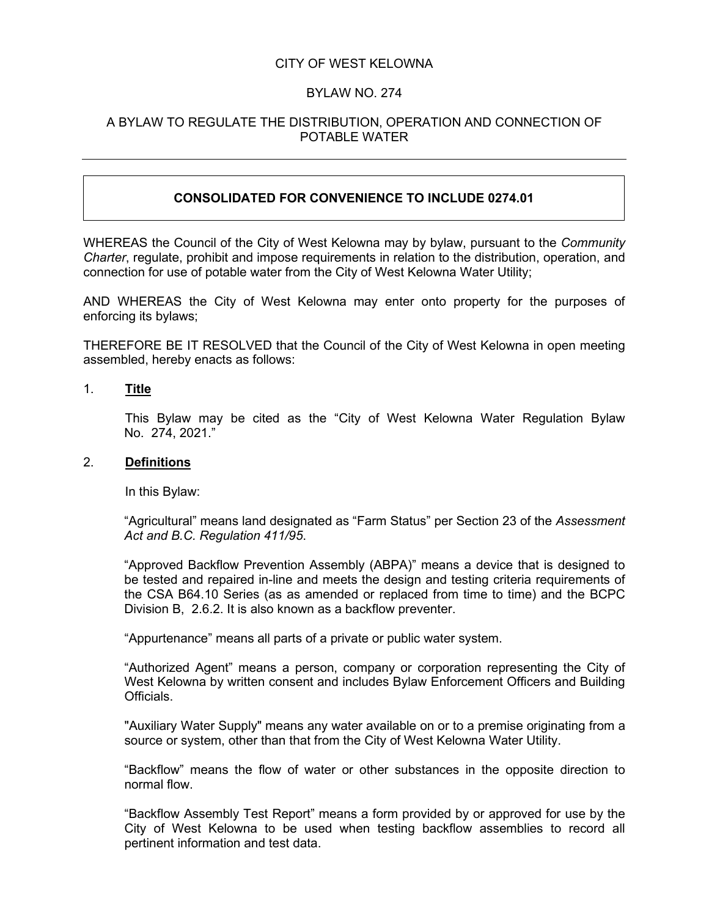CITY OF WEST KELOWNA

BYLAW NO. 274

A BYLAW TO REGULATE THE DISTRIBUTION, OPERATION AND CONNECTION OF POTABLE WATER

---

**CONSOLIDATED FOR CONVENIENCE TO INCLUDE 0274.01**

WHEREAS the Council of the City of West Kelowna may by bylaw, pursuant to the *Community Charter*, regulate, prohibit and impose requirements in relation to the distribution, operation, and connection for use of potable water from the City of West Kelowna Water Utility;

AND WHEREAS the City of West Kelowna may enter onto property for the purposes of enforcing its bylaws;

THEREFORE BE IT RESOLVED that the Council of the City of West Kelowna in open meeting assembled, hereby enacts as follows:

1. **Title**

   This Bylaw may be cited as the "City of West Kelowna Water Regulation Bylaw No. 274, 2021."

2. **Definitions**

   In this Bylaw:

   "Agricultural" means land designated as "Farm Status" per Section 23 of the *Assessment Act and B.C. Regulation 411/95*.

   "Approved Backflow Prevention Assembly (ABPA)" means a device that is designed to be tested and repaired in-line and meets the design and testing criteria requirements of the CSA B64.10 Series (as as amended or replaced from time to time) and the BCPC Division B, 2.6.2. It is also known as a backflow preventer.

   "Appurtenance" means all parts of a private or public water system.

   "Authorized Agent" means a person, company or corporation representing the City of West Kelowna by written consent and includes Bylaw Enforcement Officers and Building Officials.

   "Auxiliary Water Supply" means any water available on or to a premise originating from a source or system, other than that from the City of West Kelowna Water Utility.

   "Backflow" means the flow of water or other substances in the opposite direction to normal flow.

   "Backflow Assembly Test Report" means a form provided by or approved for use by the City of West Kelowna to be used when testing backflow assemblies to record all pertinent information and test data.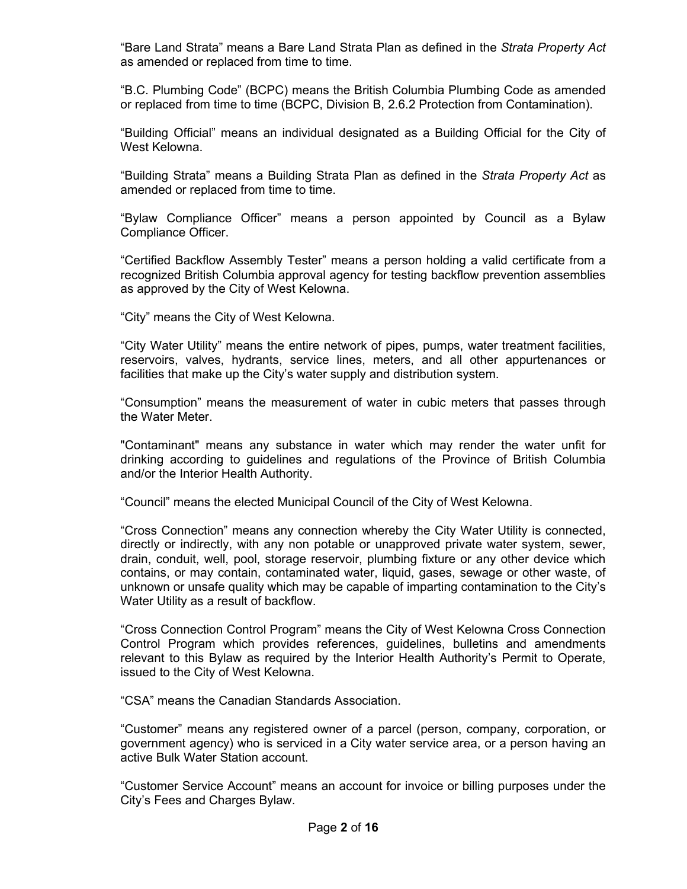"Bare Land Strata" means a Bare Land Strata Plan as defined in the *Strata Property Act* as amended or replaced from time to time.

"B.C. Plumbing Code" (BCPC) means the British Columbia Plumbing Code as amended or replaced from time to time (BCPC, Division B, 2.6.2 Protection from Contamination).

"Building Official" means an individual designated as a Building Official for the City of West Kelowna.

"Building Strata" means a Building Strata Plan as defined in the *Strata Property Act* as amended or replaced from time to time.

"Bylaw Compliance Officer" means a person appointed by Council as a Bylaw Compliance Officer.

"Certified Backflow Assembly Tester" means a person holding a valid certificate from a recognized British Columbia approval agency for testing backflow prevention assemblies as approved by the City of West Kelowna.

"City" means the City of West Kelowna.

"City Water Utility" means the entire network of pipes, pumps, water treatment facilities, reservoirs, valves, hydrants, service lines, meters, and all other appurtenances or facilities that make up the City's water supply and distribution system.

"Consumption" means the measurement of water in cubic meters that passes through the Water Meter.

"Contaminant" means any substance in water which may render the water unfit for drinking according to guidelines and regulations of the Province of British Columbia and/or the Interior Health Authority.

"Council" means the elected Municipal Council of the City of West Kelowna.

"Cross Connection" means any connection whereby the City Water Utility is connected, directly or indirectly, with any non potable or unapproved private water system, sewer, drain, conduit, well, pool, storage reservoir, plumbing fixture or any other device which contains, or may contain, contaminated water, liquid, gases, sewage or other waste, of unknown or unsafe quality which may be capable of imparting contamination to the City's Water Utility as a result of backflow.

"Cross Connection Control Program" means the City of West Kelowna Cross Connection Control Program which provides references, guidelines, bulletins and amendments relevant to this Bylaw as required by the Interior Health Authority's Permit to Operate, issued to the City of West Kelowna.

"CSA" means the Canadian Standards Association.

"Customer" means any registered owner of a parcel (person, company, corporation, or government agency) who is serviced in a City water service area, or a person having an active Bulk Water Station account.

"Customer Service Account" means an account for invoice or billing purposes under the City's Fees and Charges Bylaw.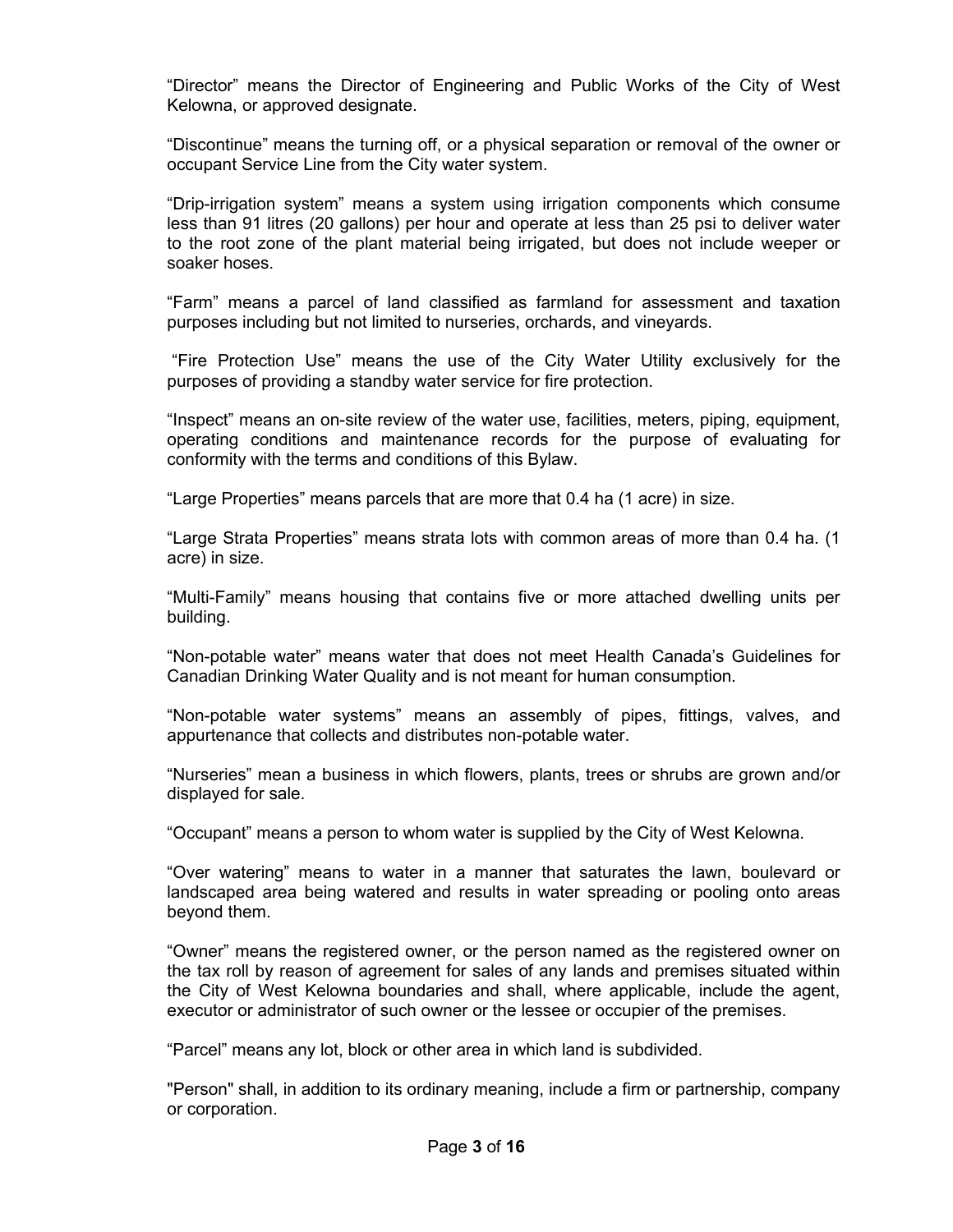“Director” means the Director of Engineering and Public Works of the City of West Kelowna, or approved designate.

“Discontinue” means the turning off, or a physical separation or removal of the owner or occupant Service Line from the City water system.

“Drip-irrigation system” means a system using irrigation components which consume less than 91 litres (20 gallons) per hour and operate at less than 25 psi to deliver water to the root zone of the plant material being irrigated, but does not include weeper or soaker hoses.

“Farm” means a parcel of land classified as farmland for assessment and taxation purposes including but not limited to nurseries, orchards, and vineyards.

“Fire Protection Use” means the use of the City Water Utility exclusively for the purposes of providing a standby water service for fire protection.

“Inspect” means an on-site review of the water use, facilities, meters, piping, equipment, operating conditions and maintenance records for the purpose of evaluating for conformity with the terms and conditions of this Bylaw.

“Large Properties” means parcels that are more that 0.4 ha (1 acre) in size.

“Large Strata Properties” means strata lots with common areas of more than 0.4 ha. (1 acre) in size.

“Multi-Family” means housing that contains five or more attached dwelling units per building.

“Non-potable water” means water that does not meet Health Canada’s Guidelines for Canadian Drinking Water Quality and is not meant for human consumption.

“Non-potable water systems” means an assembly of pipes, fittings, valves, and appurtenance that collects and distributes non-potable water.

“Nurseries” mean a business in which flowers, plants, trees or shrubs are grown and/or displayed for sale.

“Occupant” means a person to whom water is supplied by the City of West Kelowna.

“Over watering” means to water in a manner that saturates the lawn, boulevard or landscaped area being watered and results in water spreading or pooling onto areas beyond them.

“Owner” means the registered owner, or the person named as the registered owner on the tax roll by reason of agreement for sales of any lands and premises situated within the City of West Kelowna boundaries and shall, where applicable, include the agent, executor or administrator of such owner or the lessee or occupier of the premises.

“Parcel” means any lot, block or other area in which land is subdivided.

"Person" shall, in addition to its ordinary meaning, include a firm or partnership, company or corporation.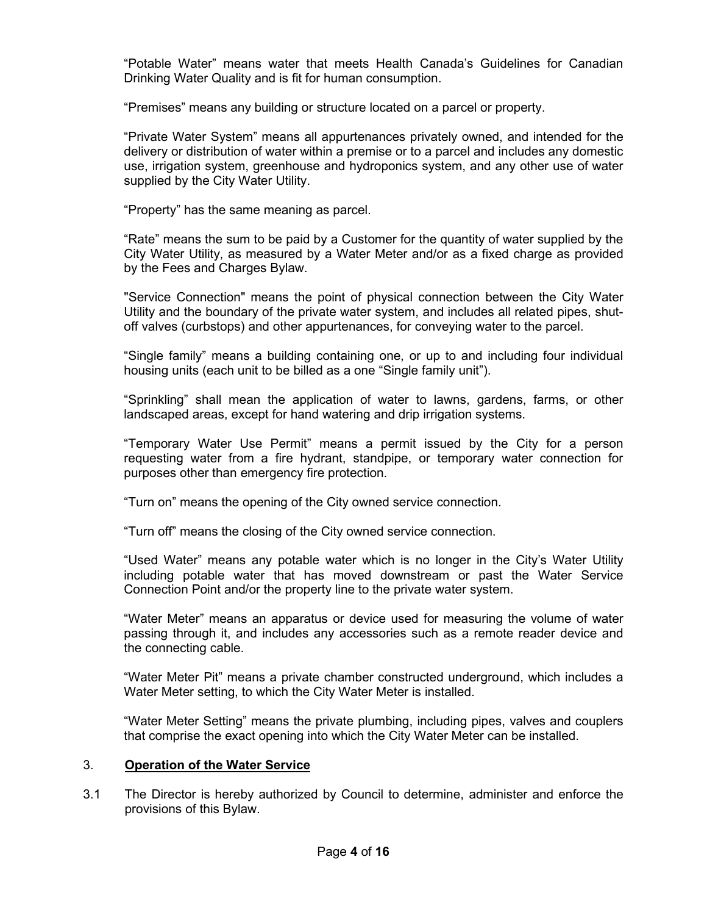“Potable Water” means water that meets Health Canada’s Guidelines for Canadian Drinking Water Quality and is fit for human consumption.

“Premises” means any building or structure located on a parcel or property.

“Private Water System” means all appurtenances privately owned, and intended for the delivery or distribution of water within a premise or to a parcel and includes any domestic use, irrigation system, greenhouse and hydroponics system, and any other use of water supplied by the City Water Utility.

“Property” has the same meaning as parcel.

“Rate” means the sum to be paid by a Customer for the quantity of water supplied by the City Water Utility, as measured by a Water Meter and/or as a fixed charge as provided by the Fees and Charges Bylaw.

"Service Connection" means the point of physical connection between the City Water Utility and the boundary of the private water system, and includes all related pipes, shut-off valves (curbstops) and other appurtenances, for conveying water to the parcel.

“Single family” means a building containing one, or up to and including four individual housing units (each unit to be billed as a one “Single family unit”).

“Sprinkling” shall mean the application of water to lawns, gardens, farms, or other landscaped areas, except for hand watering and drip irrigation systems.

“Temporary Water Use Permit” means a permit issued by the City for a person requesting water from a fire hydrant, standpipe, or temporary water connection for purposes other than emergency fire protection.

“Turn on” means the opening of the City owned service connection.

“Turn off” means the closing of the City owned service connection.

“Used Water” means any potable water which is no longer in the City’s Water Utility including potable water that has moved downstream or past the Water Service Connection Point and/or the property line to the private water system.

“Water Meter” means an apparatus or device used for measuring the volume of water passing through it, and includes any accessories such as a remote reader device and the connecting cable.

“Water Meter Pit” means a private chamber constructed underground, which includes a Water Meter setting, to which the City Water Meter is installed.

“Water Meter Setting” means the private plumbing, including pipes, valves and couplers that comprise the exact opening into which the City Water Meter can be installed.

## 3. **Operation of the Water Service**

3.1 The Director is hereby authorized by Council to determine, administer and enforce the provisions of this Bylaw.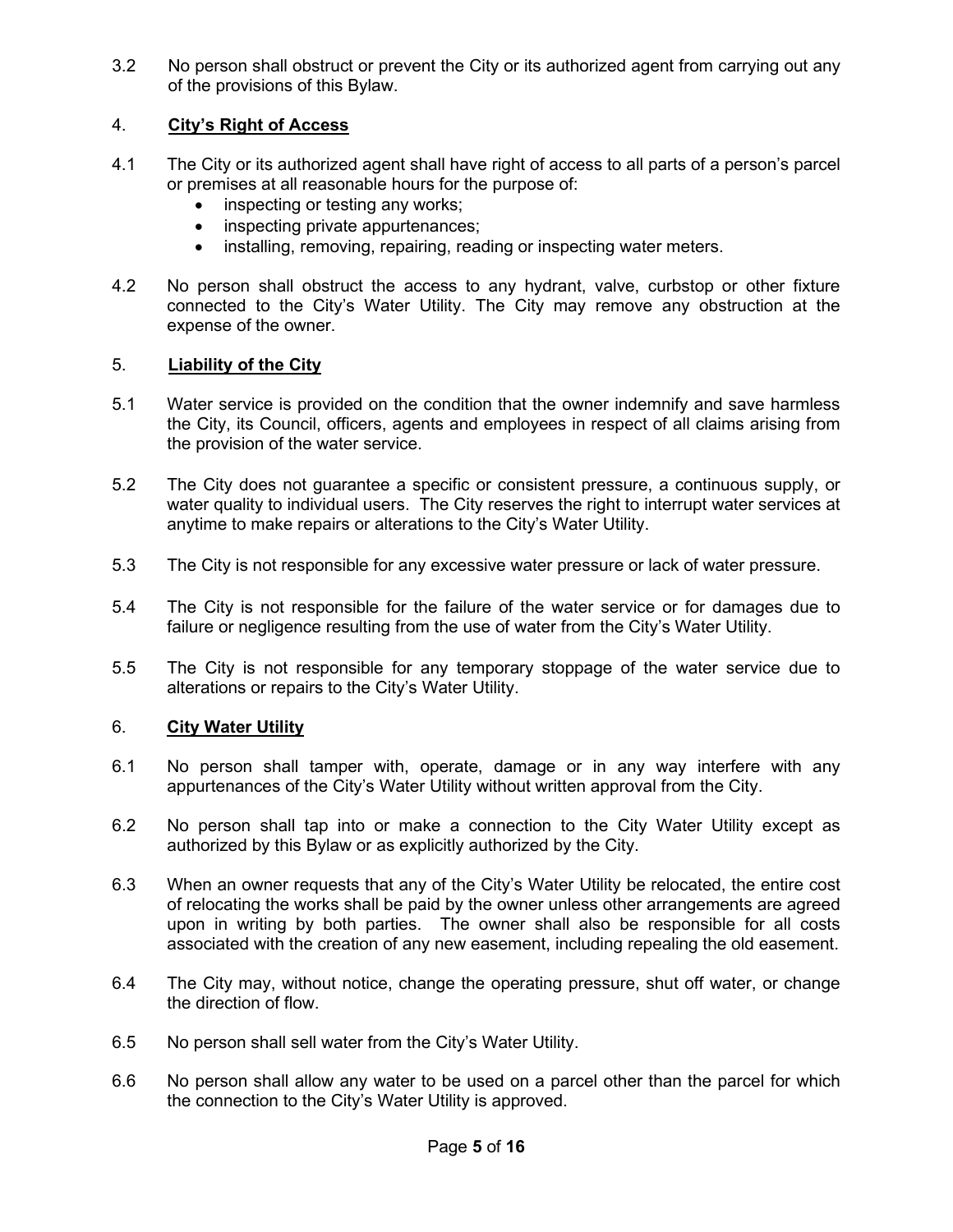3.2 No person shall obstruct or prevent the City or its authorized agent from carrying out any of the provisions of this Bylaw.

## 4. <u>**City's Right of Access**</u>

4.1 The City or its authorized agent shall have right of access to all parts of a person's parcel or premises at all reasonable hours for the purpose of:

- inspecting or testing any works;
- inspecting private appurtenances;
- installing, removing, repairing, reading or inspecting water meters.

4.2 No person shall obstruct the access to any hydrant, valve, curbstop or other fixture connected to the City's Water Utility. The City may remove any obstruction at the expense of the owner.

## 5. <u>**Liability of the City**</u>

5.1 Water service is provided on the condition that the owner indemnify and save harmless the City, its Council, officers, agents and employees in respect of all claims arising from the provision of the water service.

5.2 The City does not guarantee a specific or consistent pressure, a continuous supply, or water quality to individual users. The City reserves the right to interrupt water services at anytime to make repairs or alterations to the City's Water Utility.

5.3 The City is not responsible for any excessive water pressure or lack of water pressure.

5.4 The City is not responsible for the failure of the water service or for damages due to failure or negligence resulting from the use of water from the City's Water Utility.

5.5 The City is not responsible for any temporary stoppage of the water service due to alterations or repairs to the City's Water Utility.

## 6. <u>**City Water Utility**</u>

6.1 No person shall tamper with, operate, damage or in any way interfere with any appurtenances of the City's Water Utility without written approval from the City.

6.2 No person shall tap into or make a connection to the City Water Utility except as authorized by this Bylaw or as explicitly authorized by the City.

6.3 When an owner requests that any of the City's Water Utility be relocated, the entire cost of relocating the works shall be paid by the owner unless other arrangements are agreed upon in writing by both parties. The owner shall also be responsible for all costs associated with the creation of any new easement, including repealing the old easement.

6.4 The City may, without notice, change the operating pressure, shut off water, or change the direction of flow.

6.5 No person shall sell water from the City's Water Utility.

6.6 No person shall allow any water to be used on a parcel other than the parcel for which the connection to the City's Water Utility is approved.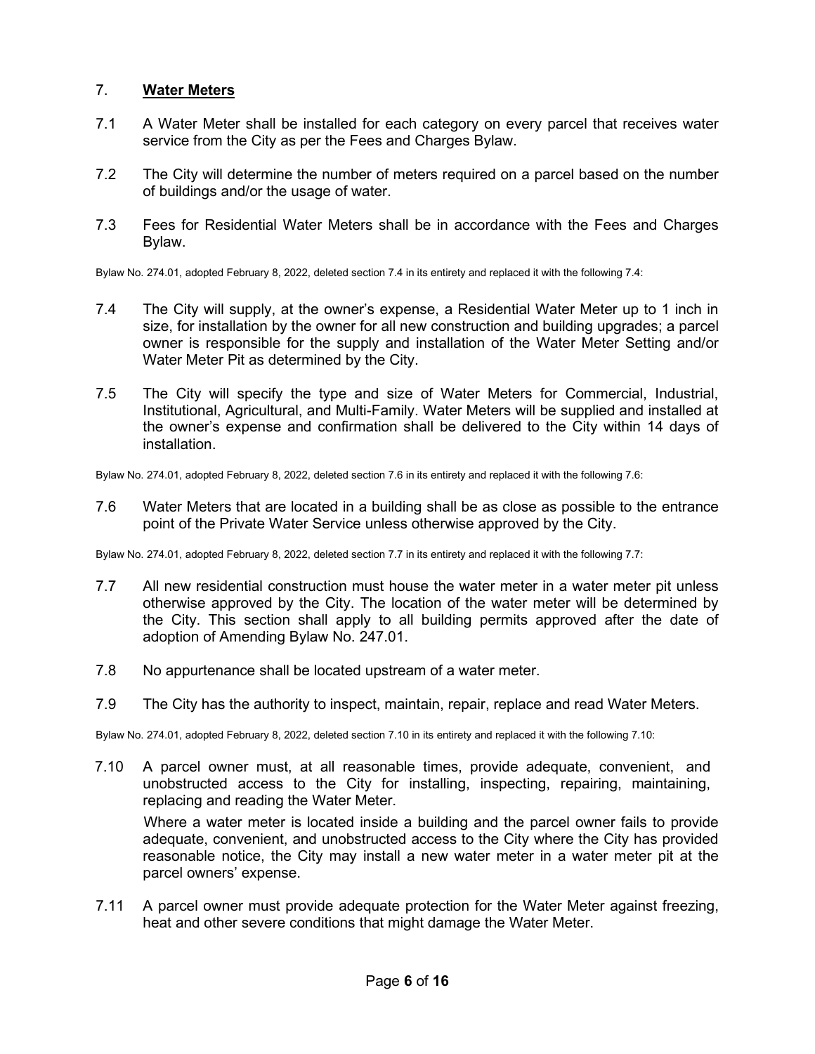## 7. **Water Meters**

7.1 A Water Meter shall be installed for each category on every parcel that receives water service from the City as per the Fees and Charges Bylaw.

7.2 The City will determine the number of meters required on a parcel based on the number of buildings and/or the usage of water.

7.3 Fees for Residential Water Meters shall be in accordance with the Fees and Charges Bylaw.

Bylaw No. 274.01, adopted February 8, 2022, deleted section 7.4 in its entirety and replaced it with the following 7.4:

7.4 The City will supply, at the owner's expense, a Residential Water Meter up to 1 inch in size, for installation by the owner for all new construction and building upgrades; a parcel owner is responsible for the supply and installation of the Water Meter Setting and/or Water Meter Pit as determined by the City.

7.5 The City will specify the type and size of Water Meters for Commercial, Industrial, Institutional, Agricultural, and Multi-Family. Water Meters will be supplied and installed at the owner's expense and confirmation shall be delivered to the City within 14 days of installation.

Bylaw No. 274.01, adopted February 8, 2022, deleted section 7.6 in its entirety and replaced it with the following 7.6:

7.6 Water Meters that are located in a building shall be as close as possible to the entrance point of the Private Water Service unless otherwise approved by the City.

Bylaw No. 274.01, adopted February 8, 2022, deleted section 7.7 in its entirety and replaced it with the following 7.7:

7.7 All new residential construction must house the water meter in a water meter pit unless otherwise approved by the City. The location of the water meter will be determined by the City. This section shall apply to all building permits approved after the date of adoption of Amending Bylaw No. 247.01.

7.8 No appurtenance shall be located upstream of a water meter.

7.9 The City has the authority to inspect, maintain, repair, replace and read Water Meters.

Bylaw No. 274.01, adopted February 8, 2022, deleted section 7.10 in its entirety and replaced it with the following 7.10:

7.10 A parcel owner must, at all reasonable times, provide adequate, convenient, and unobstructed access to the City for installing, inspecting, repairing, maintaining, replacing and reading the Water Meter.

Where a water meter is located inside a building and the parcel owner fails to provide adequate, convenient, and unobstructed access to the City where the City has provided reasonable notice, the City may install a new water meter in a water meter pit at the parcel owners' expense.

7.11 A parcel owner must provide adequate protection for the Water Meter against freezing, heat and other severe conditions that might damage the Water Meter.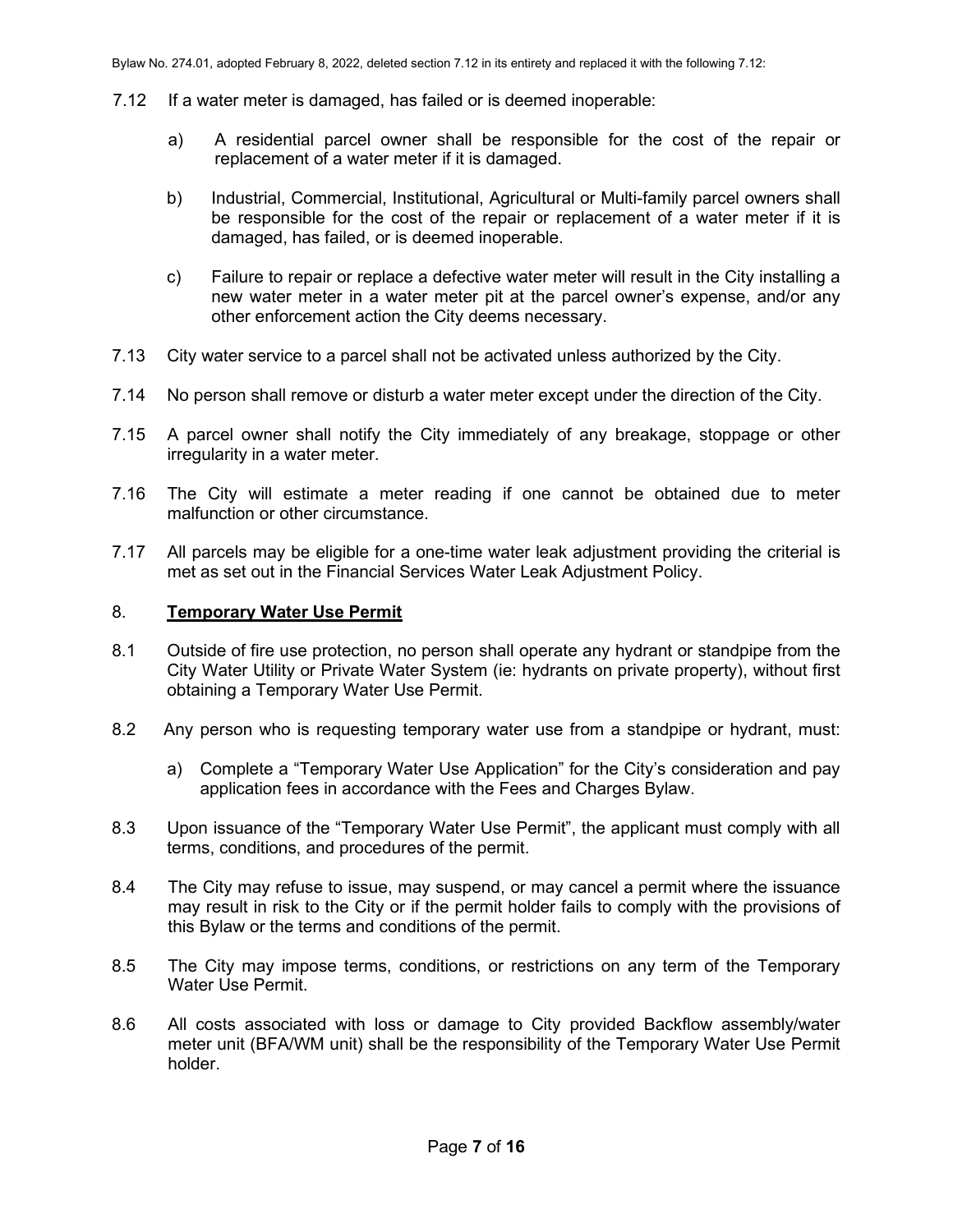Bylaw No. 274.01, adopted February 8, 2022, deleted section 7.12 in its entirety and replaced it with the following 7.12:

7.12 If a water meter is damaged, has failed or is deemed inoperable:

a) A residential parcel owner shall be responsible for the cost of the repair or replacement of a water meter if it is damaged.

b) Industrial, Commercial, Institutional, Agricultural or Multi-family parcel owners shall be responsible for the cost of the repair or replacement of a water meter if it is damaged, has failed, or is deemed inoperable.

c) Failure to repair or replace a defective water meter will result in the City installing a new water meter in a water meter pit at the parcel owner's expense, and/or any other enforcement action the City deems necessary.

7.13 City water service to a parcel shall not be activated unless authorized by the City.

7.14 No person shall remove or disturb a water meter except under the direction of the City.

7.15 A parcel owner shall notify the City immediately of any breakage, stoppage or other irregularity in a water meter.

7.16 The City will estimate a meter reading if one cannot be obtained due to meter malfunction or other circumstance.

7.17 All parcels may be eligible for a one-time water leak adjustment providing the criterial is met as set out in the Financial Services Water Leak Adjustment Policy.

## 8. **Temporary Water Use Permit**

8.1 Outside of fire use protection, no person shall operate any hydrant or standpipe from the City Water Utility or Private Water System (ie: hydrants on private property), without first obtaining a Temporary Water Use Permit.

8.2 Any person who is requesting temporary water use from a standpipe or hydrant, must:

a) Complete a "Temporary Water Use Application" for the City's consideration and pay application fees in accordance with the Fees and Charges Bylaw.

8.3 Upon issuance of the "Temporary Water Use Permit", the applicant must comply with all terms, conditions, and procedures of the permit.

8.4 The City may refuse to issue, may suspend, or may cancel a permit where the issuance may result in risk to the City or if the permit holder fails to comply with the provisions of this Bylaw or the terms and conditions of the permit.

8.5 The City may impose terms, conditions, or restrictions on any term of the Temporary Water Use Permit.

8.6 All costs associated with loss or damage to City provided Backflow assembly/water meter unit (BFA/WM unit) shall be the responsibility of the Temporary Water Use Permit holder.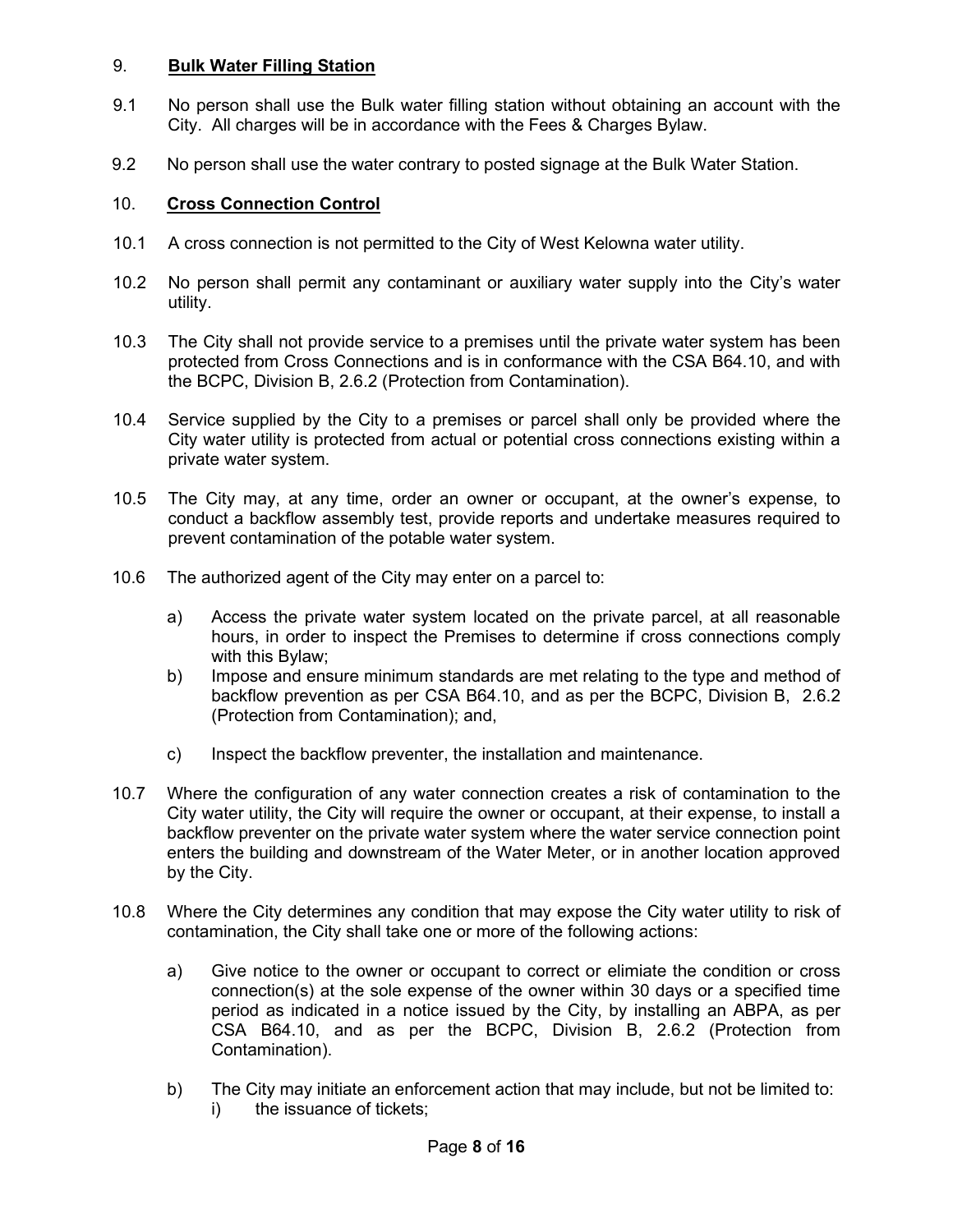## 9. **Bulk Water Filling Station**

9.1 No person shall use the Bulk water filling station without obtaining an account with the City. All charges will be in accordance with the Fees & Charges Bylaw.

9.2 No person shall use the water contrary to posted signage at the Bulk Water Station.

## 10. **Cross Connection Control**

10.1 A cross connection is not permitted to the City of West Kelowna water utility.

10.2 No person shall permit any contaminant or auxiliary water supply into the City's water utility.

10.3 The City shall not provide service to a premises until the private water system has been protected from Cross Connections and is in conformance with the CSA B64.10, and with the BCPC, Division B, 2.6.2 (Protection from Contamination).

10.4 Service supplied by the City to a premises or parcel shall only be provided where the City water utility is protected from actual or potential cross connections existing within a private water system.

10.5 The City may, at any time, order an owner or occupant, at the owner's expense, to conduct a backflow assembly test, provide reports and undertake measures required to prevent contamination of the potable water system.

10.6 The authorized agent of the City may enter on a parcel to:

a) Access the private water system located on the private parcel, at all reasonable hours, in order to inspect the Premises to determine if cross connections comply with this Bylaw;

b) Impose and ensure minimum standards are met relating to the type and method of backflow prevention as per CSA B64.10, and as per the BCPC, Division B, 2.6.2 (Protection from Contamination); and,

c) Inspect the backflow preventer, the installation and maintenance.

10.7 Where the configuration of any water connection creates a risk of contamination to the City water utility, the City will require the owner or occupant, at their expense, to install a backflow preventer on the private water system where the water service connection point enters the building and downstream of the Water Meter, or in another location approved by the City.

10.8 Where the City determines any condition that may expose the City water utility to risk of contamination, the City shall take one or more of the following actions:

a) Give notice to the owner or occupant to correct or elimiate the condition or cross connection(s) at the sole expense of the owner within 30 days or a specified time period as indicated in a notice issued by the City, by installing an ABPA, as per CSA B64.10, and as per the BCPC, Division B, 2.6.2 (Protection from Contamination).

b) The City may initiate an enforcement action that may include, but not be limited to:

i) the issuance of tickets;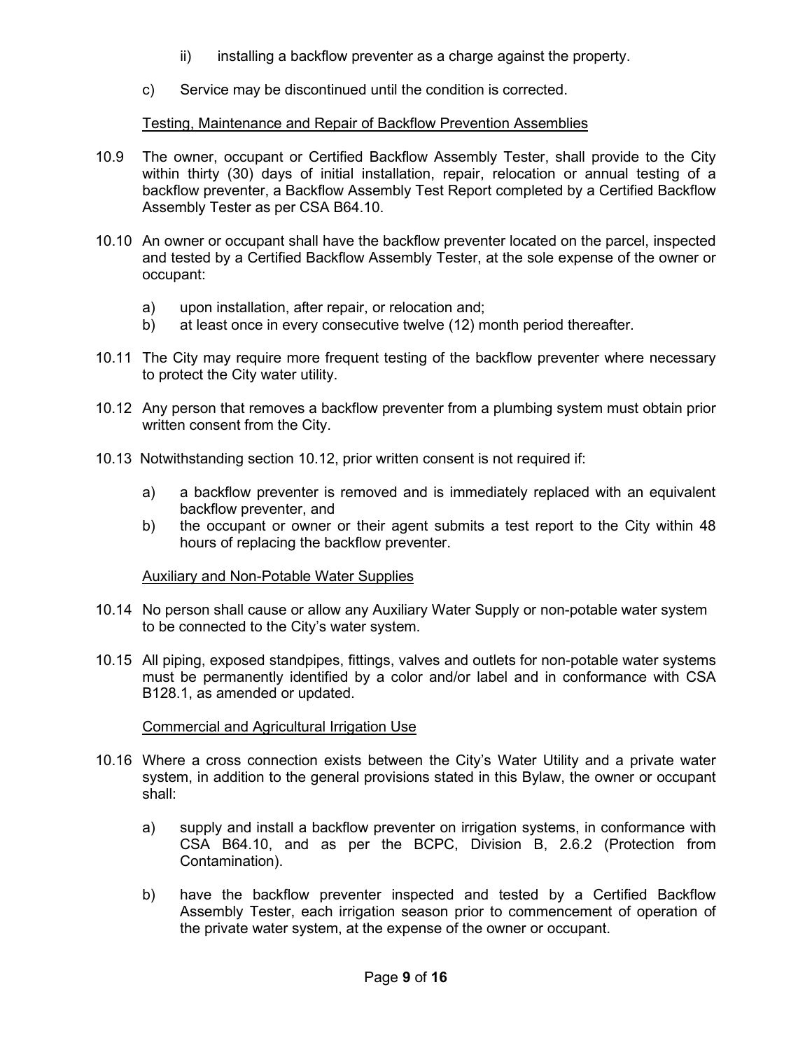ii) installing a backflow preventer as a charge against the property.

c) Service may be discontinued until the condition is corrected.

Testing, Maintenance and Repair of Backflow Prevention Assemblies

10.9 The owner, occupant or Certified Backflow Assembly Tester, shall provide to the City within thirty (30) days of initial installation, repair, relocation or annual testing of a backflow preventer, a Backflow Assembly Test Report completed by a Certified Backflow Assembly Tester as per CSA B64.10.

10.10 An owner or occupant shall have the backflow preventer located on the parcel, inspected and tested by a Certified Backflow Assembly Tester, at the sole expense of the owner or occupant:

a) upon installation, after repair, or relocation and;
b) at least once in every consecutive twelve (12) month period thereafter.

10.11 The City may require more frequent testing of the backflow preventer where necessary to protect the City water utility.

10.12 Any person that removes a backflow preventer from a plumbing system must obtain prior written consent from the City.

10.13 Notwithstanding section 10.12, prior written consent is not required if:

a) a backflow preventer is removed and is immediately replaced with an equivalent backflow preventer, and
b) the occupant or owner or their agent submits a test report to the City within 48 hours of replacing the backflow preventer.

Auxiliary and Non-Potable Water Supplies

10.14 No person shall cause or allow any Auxiliary Water Supply or non-potable water system to be connected to the City's water system.

10.15 All piping, exposed standpipes, fittings, valves and outlets for non-potable water systems must be permanently identified by a color and/or label and in conformance with CSA B128.1, as amended or updated.

Commercial and Agricultural Irrigation Use

10.16 Where a cross connection exists between the City's Water Utility and a private water system, in addition to the general provisions stated in this Bylaw, the owner or occupant shall:

a) supply and install a backflow preventer on irrigation systems, in conformance with CSA B64.10, and as per the BCPC, Division B, 2.6.2 (Protection from Contamination).

b) have the backflow preventer inspected and tested by a Certified Backflow Assembly Tester, each irrigation season prior to commencement of operation of the private water system, at the expense of the owner or occupant.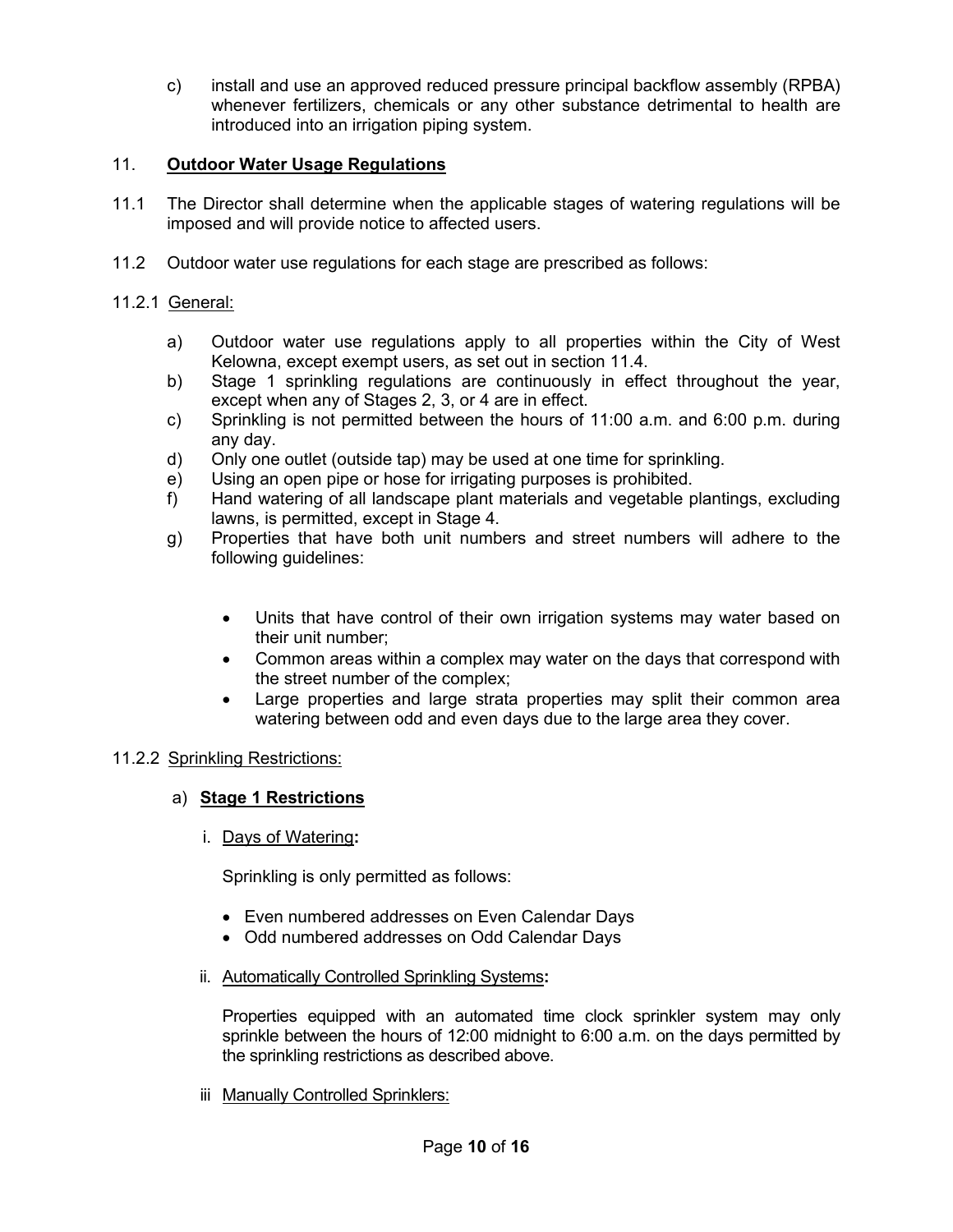c) install and use an approved reduced pressure principal backflow assembly (RPBA) whenever fertilizers, chemicals or any other substance detrimental to health are introduced into an irrigation piping system.

## 11. **Outdoor Water Usage Regulations**

11.1 The Director shall determine when the applicable stages of watering regulations will be imposed and will provide notice to affected users.

11.2 Outdoor water use regulations for each stage are prescribed as follows:

11.2.1 General:

a) Outdoor water use regulations apply to all properties within the City of West Kelowna, except exempt users, as set out in section 11.4.
b) Stage 1 sprinkling regulations are continuously in effect throughout the year, except when any of Stages 2, 3, or 4 are in effect.
c) Sprinkling is not permitted between the hours of 11:00 a.m. and 6:00 p.m. during any day.
d) Only one outlet (outside tap) may be used at one time for sprinkling.
e) Using an open pipe or hose for irrigating purposes is prohibited.
f) Hand watering of all landscape plant materials and vegetable plantings, excluding lawns, is permitted, except in Stage 4.
g) Properties that have both unit numbers and street numbers will adhere to the following guidelines:

- Units that have control of their own irrigation systems may water based on their unit number;
- Common areas within a complex may water on the days that correspond with the street number of the complex;
- Large properties and large strata properties may split their common area watering between odd and even days due to the large area they cover.

11.2.2 Sprinkling Restrictions:

a) **Stage 1 Restrictions**

i. Days of Watering**:**

Sprinkling is only permitted as follows:

- Even numbered addresses on Even Calendar Days
- Odd numbered addresses on Odd Calendar Days

ii. Automatically Controlled Sprinkling Systems**:**

Properties equipped with an automated time clock sprinkler system may only sprinkle between the hours of 12:00 midnight to 6:00 a.m. on the days permitted by the sprinkling restrictions as described above.

iii Manually Controlled Sprinklers: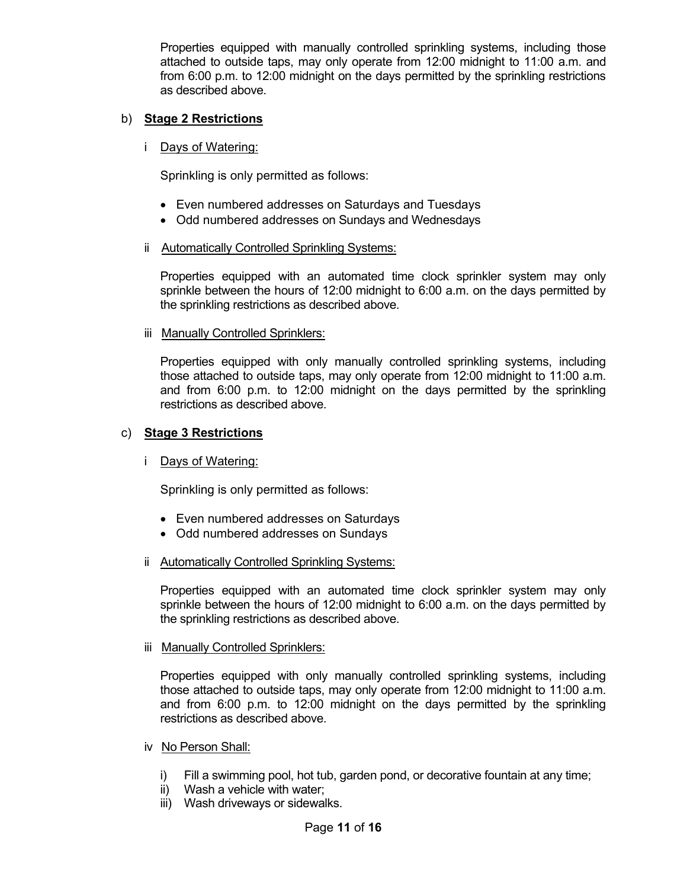Properties equipped with manually controlled sprinkling systems, including those attached to outside taps, may only operate from 12:00 midnight to 11:00 a.m. and from 6:00 p.m. to 12:00 midnight on the days permitted by the sprinkling restrictions as described above.

b) **Stage 2 Restrictions**

i Days of Watering:

Sprinkling is only permitted as follows:

- Even numbered addresses on Saturdays and Tuesdays
- Odd numbered addresses on Sundays and Wednesdays

ii Automatically Controlled Sprinkling Systems:

Properties equipped with an automated time clock sprinkler system may only sprinkle between the hours of 12:00 midnight to 6:00 a.m. on the days permitted by the sprinkling restrictions as described above.

iii Manually Controlled Sprinklers:

Properties equipped with only manually controlled sprinkling systems, including those attached to outside taps, may only operate from 12:00 midnight to 11:00 a.m. and from 6:00 p.m. to 12:00 midnight on the days permitted by the sprinkling restrictions as described above.

c) **Stage 3 Restrictions**

i Days of Watering:

Sprinkling is only permitted as follows:

- Even numbered addresses on Saturdays
- Odd numbered addresses on Sundays

ii Automatically Controlled Sprinkling Systems:

Properties equipped with an automated time clock sprinkler system may only sprinkle between the hours of 12:00 midnight to 6:00 a.m. on the days permitted by the sprinkling restrictions as described above.

iii Manually Controlled Sprinklers:

Properties equipped with only manually controlled sprinkling systems, including those attached to outside taps, may only operate from 12:00 midnight to 11:00 a.m. and from 6:00 p.m. to 12:00 midnight on the days permitted by the sprinkling restrictions as described above.

iv No Person Shall:

i) Fill a swimming pool, hot tub, garden pond, or decorative fountain at any time;
ii) Wash a vehicle with water;
iii) Wash driveways or sidewalks.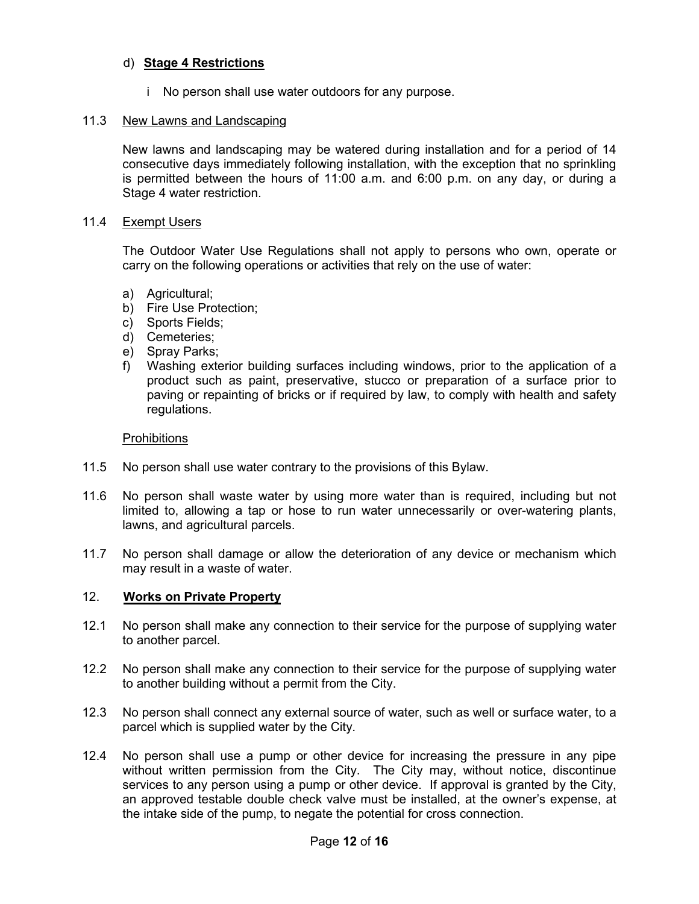d) **Stage 4 Restrictions**

i No person shall use water outdoors for any purpose.

11.3 New Lawns and Landscaping

New lawns and landscaping may be watered during installation and for a period of 14 consecutive days immediately following installation, with the exception that no sprinkling is permitted between the hours of 11:00 a.m. and 6:00 p.m. on any day, or during a Stage 4 water restriction.

11.4 Exempt Users

The Outdoor Water Use Regulations shall not apply to persons who own, operate or carry on the following operations or activities that rely on the use of water:

a) Agricultural;
b) Fire Use Protection;
c) Sports Fields;
d) Cemeteries;
e) Spray Parks;
f) Washing exterior building surfaces including windows, prior to the application of a product such as paint, preservative, stucco or preparation of a surface prior to paving or repainting of bricks or if required by law, to comply with health and safety regulations.

Prohibitions

11.5 No person shall use water contrary to the provisions of this Bylaw.

11.6 No person shall waste water by using more water than is required, including but not limited to, allowing a tap or hose to run water unnecessarily or over-watering plants, lawns, and agricultural parcels.

11.7 No person shall damage or allow the deterioration of any device or mechanism which may result in a waste of water.

## 12. **Works on Private Property**

12.1 No person shall make any connection to their service for the purpose of supplying water to another parcel.

12.2 No person shall make any connection to their service for the purpose of supplying water to another building without a permit from the City.

12.3 No person shall connect any external source of water, such as well or surface water, to a parcel which is supplied water by the City.

12.4 No person shall use a pump or other device for increasing the pressure in any pipe without written permission from the City. The City may, without notice, discontinue services to any person using a pump or other device. If approval is granted by the City, an approved testable double check valve must be installed, at the owner's expense, at the intake side of the pump, to negate the potential for cross connection.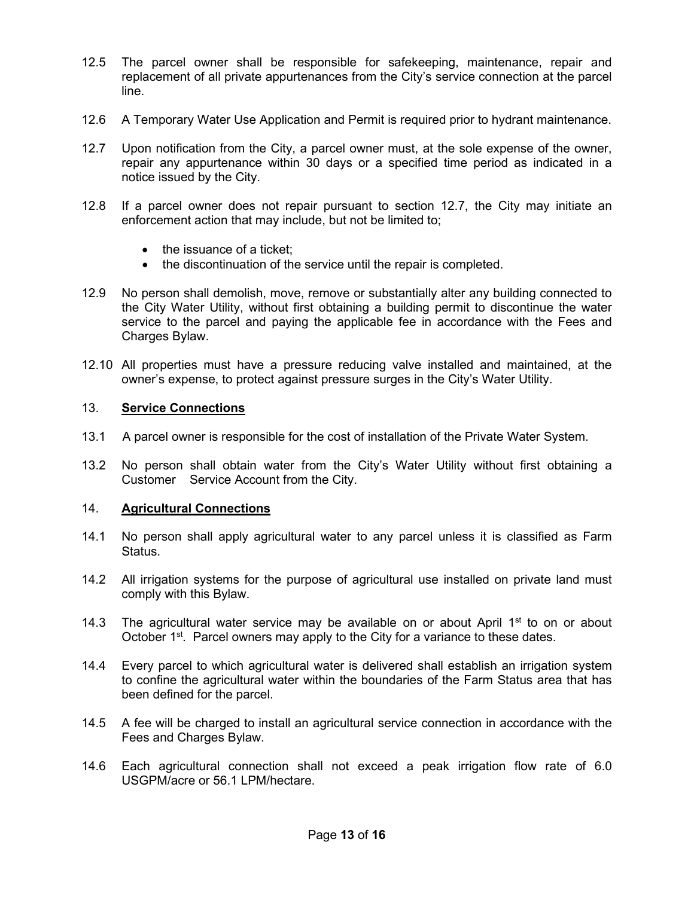12.5 The parcel owner shall be responsible for safekeeping, maintenance, repair and replacement of all private appurtenances from the City's service connection at the parcel line.

12.6 A Temporary Water Use Application and Permit is required prior to hydrant maintenance.

12.7 Upon notification from the City, a parcel owner must, at the sole expense of the owner, repair any appurtenance within 30 days or a specified time period as indicated in a notice issued by the City.

12.8 If a parcel owner does not repair pursuant to section 12.7, the City may initiate an enforcement action that may include, but not be limited to;

- the issuance of a ticket;
- the discontinuation of the service until the repair is completed.

12.9 No person shall demolish, move, remove or substantially alter any building connected to the City Water Utility, without first obtaining a building permit to discontinue the water service to the parcel and paying the applicable fee in accordance with the Fees and Charges Bylaw.

12.10 All properties must have a pressure reducing valve installed and maintained, at the owner's expense, to protect against pressure surges in the City's Water Utility.

## 13. **Service Connections**

13.1 A parcel owner is responsible for the cost of installation of the Private Water System.

13.2 No person shall obtain water from the City's Water Utility without first obtaining a Customer Service Account from the City.

## 14. **Agricultural Connections**

14.1 No person shall apply agricultural water to any parcel unless it is classified as Farm Status.

14.2 All irrigation systems for the purpose of agricultural use installed on private land must comply with this Bylaw.

14.3 The agricultural water service may be available on or about April 1st to on or about October 1st. Parcel owners may apply to the City for a variance to these dates.

14.4 Every parcel to which agricultural water is delivered shall establish an irrigation system to confine the agricultural water within the boundaries of the Farm Status area that has been defined for the parcel.

14.5 A fee will be charged to install an agricultural service connection in accordance with the Fees and Charges Bylaw.

14.6 Each agricultural connection shall not exceed a peak irrigation flow rate of 6.0 USGPM/acre or 56.1 LPM/hectare.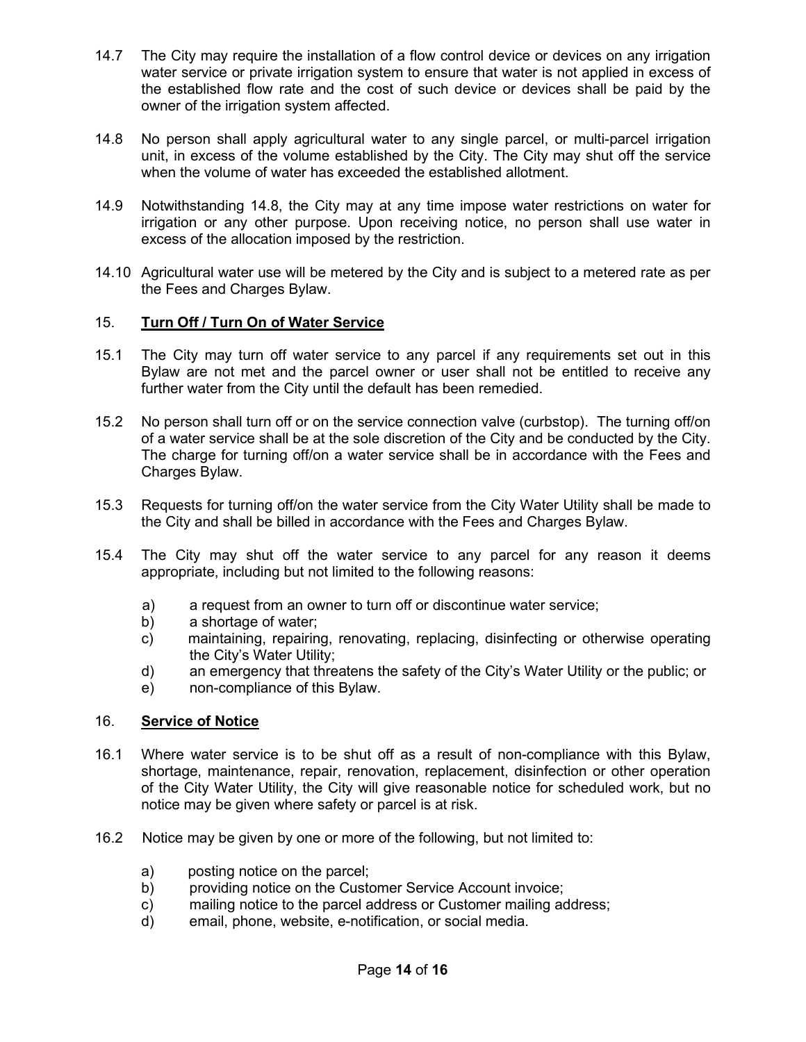14.7 The City may require the installation of a flow control device or devices on any irrigation water service or private irrigation system to ensure that water is not applied in excess of the established flow rate and the cost of such device or devices shall be paid by the owner of the irrigation system affected.

14.8 No person shall apply agricultural water to any single parcel, or multi-parcel irrigation unit, in excess of the volume established by the City. The City may shut off the service when the volume of water has exceeded the established allotment.

14.9 Notwithstanding 14.8, the City may at any time impose water restrictions on water for irrigation or any other purpose. Upon receiving notice, no person shall use water in excess of the allocation imposed by the restriction.

14.10 Agricultural water use will be metered by the City and is subject to a metered rate as per the Fees and Charges Bylaw.

## 15. **Turn Off / Turn On of Water Service**

15.1 The City may turn off water service to any parcel if any requirements set out in this Bylaw are not met and the parcel owner or user shall not be entitled to receive any further water from the City until the default has been remedied.

15.2 No person shall turn off or on the service connection valve (curbstop). The turning off/on of a water service shall be at the sole discretion of the City and be conducted by the City. The charge for turning off/on a water service shall be in accordance with the Fees and Charges Bylaw.

15.3 Requests for turning off/on the water service from the City Water Utility shall be made to the City and shall be billed in accordance with the Fees and Charges Bylaw.

15.4 The City may shut off the water service to any parcel for any reason it deems appropriate, including but not limited to the following reasons:

a) a request from an owner to turn off or discontinue water service;
b) a shortage of water;
c) maintaining, repairing, renovating, replacing, disinfecting or otherwise operating the City's Water Utility;
d) an emergency that threatens the safety of the City's Water Utility or the public; or
e) non-compliance of this Bylaw.

## 16. **Service of Notice**

16.1 Where water service is to be shut off as a result of non-compliance with this Bylaw, shortage, maintenance, repair, renovation, replacement, disinfection or other operation of the City Water Utility, the City will give reasonable notice for scheduled work, but no notice may be given where safety or parcel is at risk.

16.2 Notice may be given by one or more of the following, but not limited to:

a) posting notice on the parcel;
b) providing notice on the Customer Service Account invoice;
c) mailing notice to the parcel address or Customer mailing address;
d) email, phone, website, e-notification, or social media.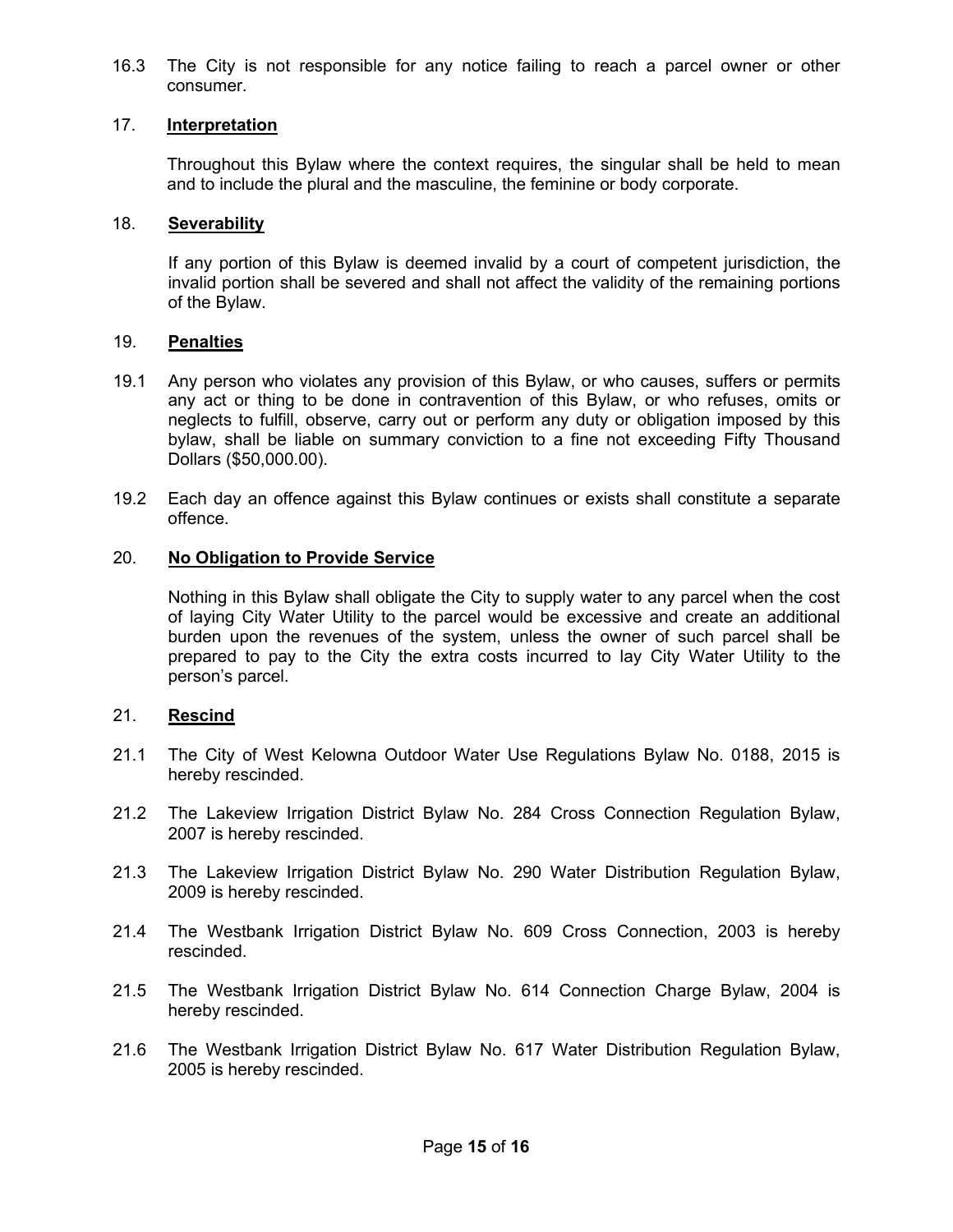16.3 The City is not responsible for any notice failing to reach a parcel owner or other consumer.

## 17. Interpretation

Throughout this Bylaw where the context requires, the singular shall be held to mean and to include the plural and the masculine, the feminine or body corporate.

## 18. Severability

If any portion of this Bylaw is deemed invalid by a court of competent jurisdiction, the invalid portion shall be severed and shall not affect the validity of the remaining portions of the Bylaw.

## 19. Penalties

19.1 Any person who violates any provision of this Bylaw, or who causes, suffers or permits any act or thing to be done in contravention of this Bylaw, or who refuses, omits or neglects to fulfill, observe, carry out or perform any duty or obligation imposed by this bylaw, shall be liable on summary conviction to a fine not exceeding Fifty Thousand Dollars ($50,000.00).

19.2 Each day an offence against this Bylaw continues or exists shall constitute a separate offence.

## 20. No Obligation to Provide Service

Nothing in this Bylaw shall obligate the City to supply water to any parcel when the cost of laying City Water Utility to the parcel would be excessive and create an additional burden upon the revenues of the system, unless the owner of such parcel shall be prepared to pay to the City the extra costs incurred to lay City Water Utility to the person's parcel.

## 21. Rescind

21.1 The City of West Kelowna Outdoor Water Use Regulations Bylaw No. 0188, 2015 is hereby rescinded.

21.2 The Lakeview Irrigation District Bylaw No. 284 Cross Connection Regulation Bylaw, 2007 is hereby rescinded.

21.3 The Lakeview Irrigation District Bylaw No. 290 Water Distribution Regulation Bylaw, 2009 is hereby rescinded.

21.4 The Westbank Irrigation District Bylaw No. 609 Cross Connection, 2003 is hereby rescinded.

21.5 The Westbank Irrigation District Bylaw No. 614 Connection Charge Bylaw, 2004 is hereby rescinded.

21.6 The Westbank Irrigation District Bylaw No. 617 Water Distribution Regulation Bylaw, 2005 is hereby rescinded.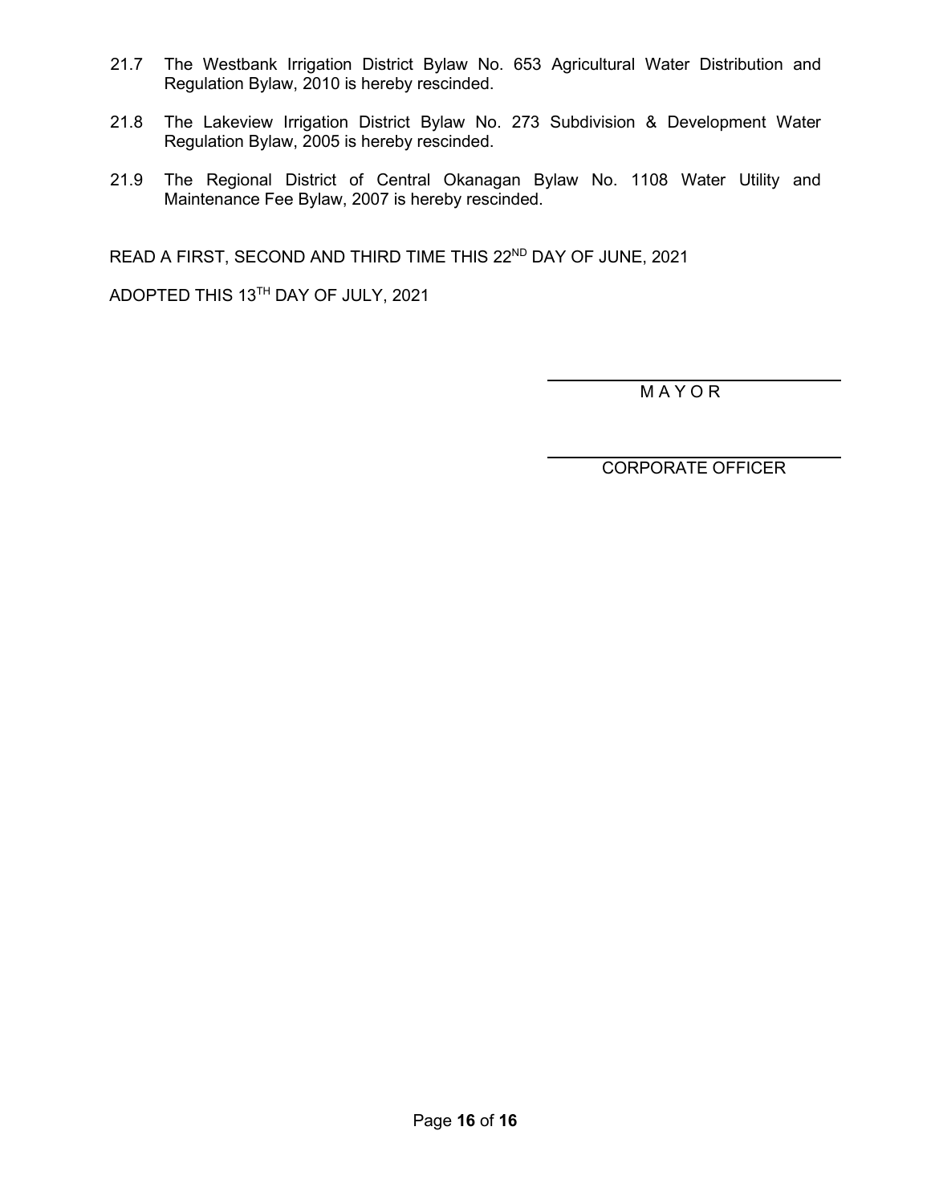21.7 The Westbank Irrigation District Bylaw No. 653 Agricultural Water Distribution and Regulation Bylaw, 2010 is hereby rescinded.

21.8 The Lakeview Irrigation District Bylaw No. 273 Subdivision & Development Water Regulation Bylaw, 2005 is hereby rescinded.

21.9 The Regional District of Central Okanagan Bylaw No. 1108 Water Utility and Maintenance Fee Bylaw, 2007 is hereby rescinded.

READ A FIRST, SECOND AND THIRD TIME THIS 22ND DAY OF JUNE, 2021

ADOPTED THIS 13TH DAY OF JULY, 2021

\_\_\_\_\_\_\_\_\_\_\_\_\_\_\_\_\_\_\_\_\_\_\_\_\_\_\_\_\_\_

M A Y O R

\_\_\_\_\_\_\_\_\_\_\_\_\_\_\_\_\_\_\_\_\_\_\_\_\_\_\_\_\_\_

CORPORATE OFFICER